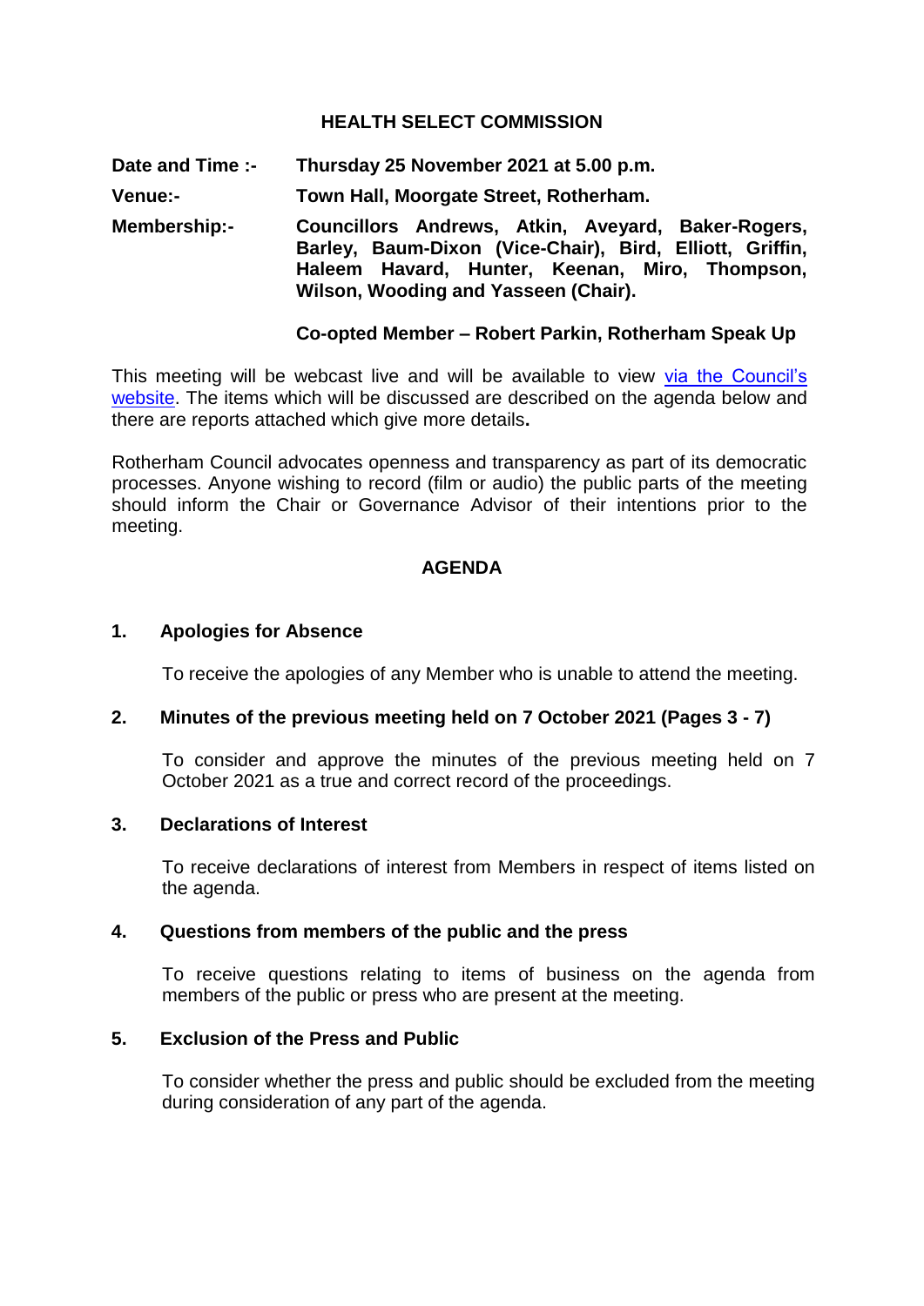# HEALTH SELECT COMMISSION

**Date and Time :-** **Thursday 25 November 2021 at 5.00 p.m.**

**Venue:-** **Town Hall, Moorgate Street, Rotherham.**

**Membership:-** **Councillors Andrews, Atkin, Aveyard, Baker-Rogers, Barley, Baum-Dixon (Vice-Chair), Bird, Elliott, Griffin, Haleem Havard, Hunter, Keenan, Miro, Thompson, Wilson, Wooding and Yasseen (Chair).**

**Co-opted Member – Robert Parkin, Rotherham Speak Up**

This meeting will be webcast live and will be available to view via the Council's website. The items which will be discussed are described on the agenda below and there are reports attached which give more details**.**

Rotherham Council advocates openness and transparency as part of its democratic processes. Anyone wishing to record (film or audio) the public parts of the meeting should inform the Chair or Governance Advisor of their intentions prior to the meeting.

## AGENDA

### 1. Apologies for Absence

To receive the apologies of any Member who is unable to attend the meeting.

### 2. Minutes of the previous meeting held on 7 October 2021 (Pages 3 - 7)

To consider and approve the minutes of the previous meeting held on 7 October 2021 as a true and correct record of the proceedings.

### 3. Declarations of Interest

To receive declarations of interest from Members in respect of items listed on the agenda.

### 4. Questions from members of the public and the press

To receive questions relating to items of business on the agenda from members of the public or press who are present at the meeting.

### 5. Exclusion of the Press and Public

To consider whether the press and public should be excluded from the meeting during consideration of any part of the agenda.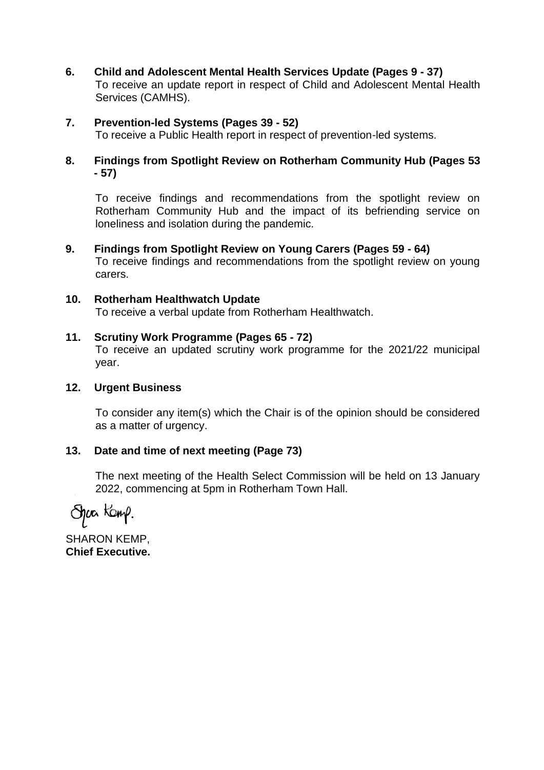**6. Child and Adolescent Mental Health Services Update (Pages 9 - 37)**

To receive an update report in respect of Child and Adolescent Mental Health Services (CAMHS).

**7. Prevention-led Systems (Pages 39 - 52)**

To receive a Public Health report in respect of prevention-led systems.

**8. Findings from Spotlight Review on Rotherham Community Hub (Pages 53 - 57)**

To receive findings and recommendations from the spotlight review on Rotherham Community Hub and the impact of its befriending service on loneliness and isolation during the pandemic.

**9. Findings from Spotlight Review on Young Carers (Pages 59 - 64)**

To receive findings and recommendations from the spotlight review on young carers.

**10. Rotherham Healthwatch Update**

To receive a verbal update from Rotherham Healthwatch.

**11. Scrutiny Work Programme (Pages 65 - 72)**

To receive an updated scrutiny work programme for the 2021/22 municipal year.

**12. Urgent Business**

To consider any item(s) which the Chair is of the opinion should be considered as a matter of urgency.

**13. Date and time of next meeting (Page 73)**

The next meeting of the Health Select Commission will be held on 13 January 2022, commencing at 5pm in Rotherham Town Hall.

Sharon Kemp.

SHARON KEMP,
**Chief Executive.**